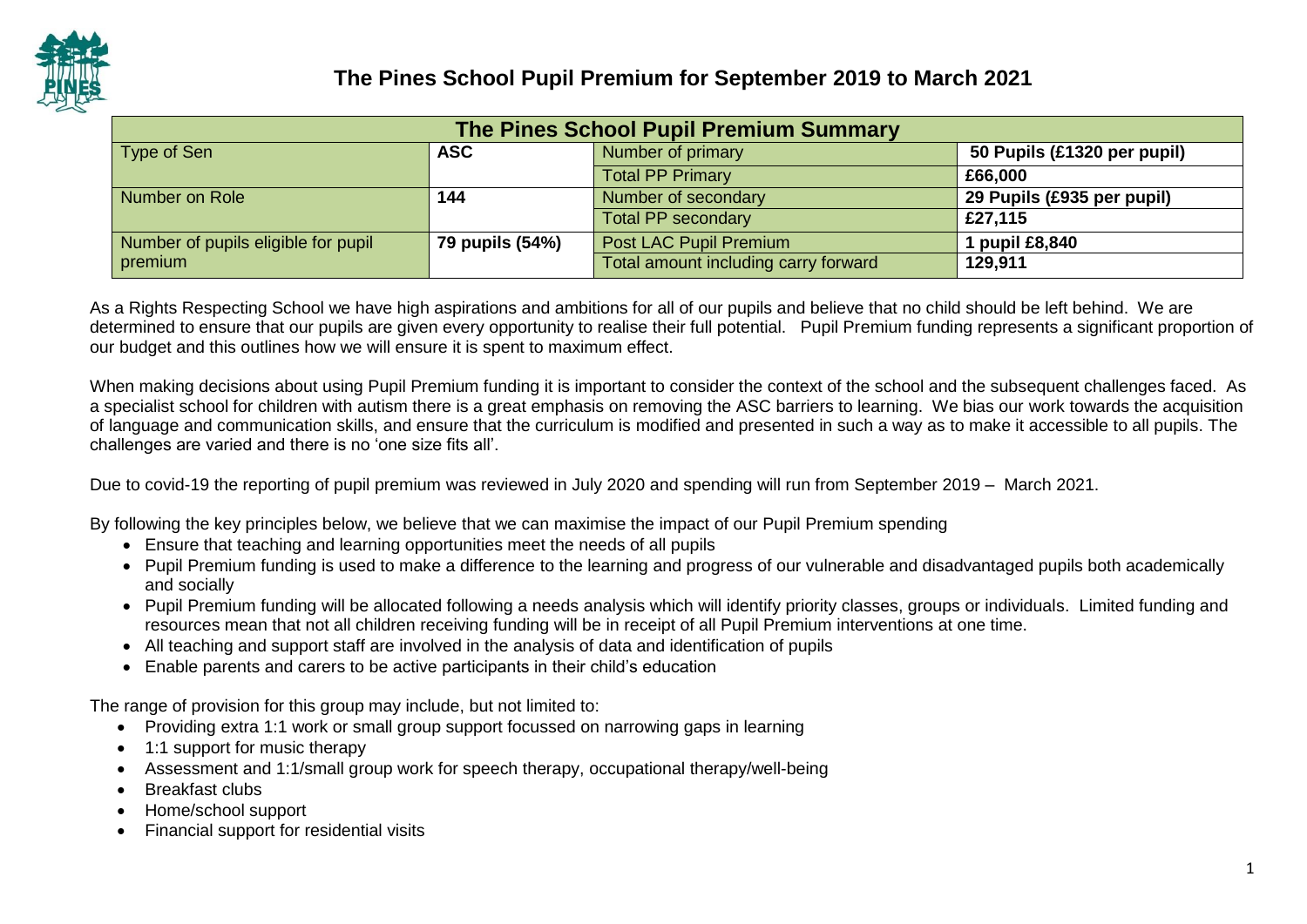# The Pines School Pupil Premium for September 2019 to March 2021

| The Pines School Pupil Premium Summary | | | |
|---|---|---|---|
| Type of Sen | **ASC** | Number of primary | **50 Pupils (£1320 per pupil)** |
| | | Total PP Primary | **£66,000** |
| Number on Role | **144** | Number of secondary | **29 Pupils (£935 per pupil)** |
| | | Total PP secondary | **£27,115** |
| Number of pupils eligible for pupil premium | **79 pupils (54%)** | Post LAC Pupil Premium | **1 pupil £8,840** |
| | | Total amount including carry forward | **129,911** |

As a Rights Respecting School we have high aspirations and ambitions for all of our pupils and believe that no child should be left behind. We are determined to ensure that our pupils are given every opportunity to realise their full potential. Pupil Premium funding represents a significant proportion of our budget and this outlines how we will ensure it is spent to maximum effect.

When making decisions about using Pupil Premium funding it is important to consider the context of the school and the subsequent challenges faced. As a specialist school for children with autism there is a great emphasis on removing the ASC barriers to learning. We bias our work towards the acquisition of language and communication skills, and ensure that the curriculum is modified and presented in such a way as to make it accessible to all pupils. The challenges are varied and there is no 'one size fits all'.

Due to covid-19 the reporting of pupil premium was reviewed in July 2020 and spending will run from September 2019 – March 2021.

By following the key principles below, we believe that we can maximise the impact of our Pupil Premium spending

- Ensure that teaching and learning opportunities meet the needs of all pupils
- Pupil Premium funding is used to make a difference to the learning and progress of our vulnerable and disadvantaged pupils both academically and socially
- Pupil Premium funding will be allocated following a needs analysis which will identify priority classes, groups or individuals. Limited funding and resources mean that not all children receiving funding will be in receipt of all Pupil Premium interventions at one time.
- All teaching and support staff are involved in the analysis of data and identification of pupils
- Enable parents and carers to be active participants in their child's education

The range of provision for this group may include, but not limited to:

- Providing extra 1:1 work or small group support focussed on narrowing gaps in learning
- 1:1 support for music therapy
- Assessment and 1:1/small group work for speech therapy, occupational therapy/well-being
- Breakfast clubs
- Home/school support
- Financial support for residential visits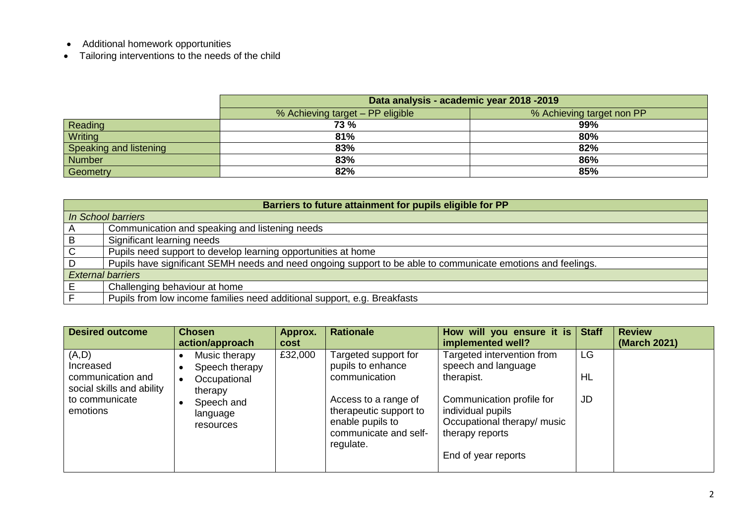- Additional homework opportunities
- Tailoring interventions to the needs of the child

| | Data analysis - academic year 2018 -2019 | |
|---|---|---|
| | % Achieving target – PP eligible | % Achieving target non PP |
| Reading | **73 %** | **99%** |
| Writing | **81%** | **80%** |
| Speaking and listening | **83%** | **82%** |
| Number | **83%** | **86%** |
| Geometry | **82%** | **85%** |

| **Barriers to future attainment for pupils eligible for PP** | |
|---|---|
| *In School barriers* | |
| A | Communication and speaking and listening needs |
| B | Significant learning needs |
| C | Pupils need support to develop learning opportunities at home |
| D | Pupils have significant SEMH needs and need ongoing support to be able to communicate emotions and feelings. |
| *External barriers* | |
| E | Challenging behaviour at home |
| F | Pupils from low income families need additional support, e.g. Breakfasts |

| Desired outcome | Chosen action/approach | Approx. cost | Rationale | How will you ensure it is implemented well? | Staff | Review (March 2021) |
|---|---|---|---|---|---|---|
| (A,D) Increased communication and social skills and ability to communicate emotions | • Music therapy<br>• Speech therapy<br>• Occupational therapy<br>• Speech and language resources | £32,000 | Targeted support for pupils to enhance communication<br><br>Access to a range of therapeutic support to enable pupils to communicate and self-regulate. | Targeted intervention from speech and language therapist.<br><br>Communication profile for individual pupils<br>Occupational therapy/ music therapy reports<br><br>End of year reports | LG<br><br>HL<br><br>JD | |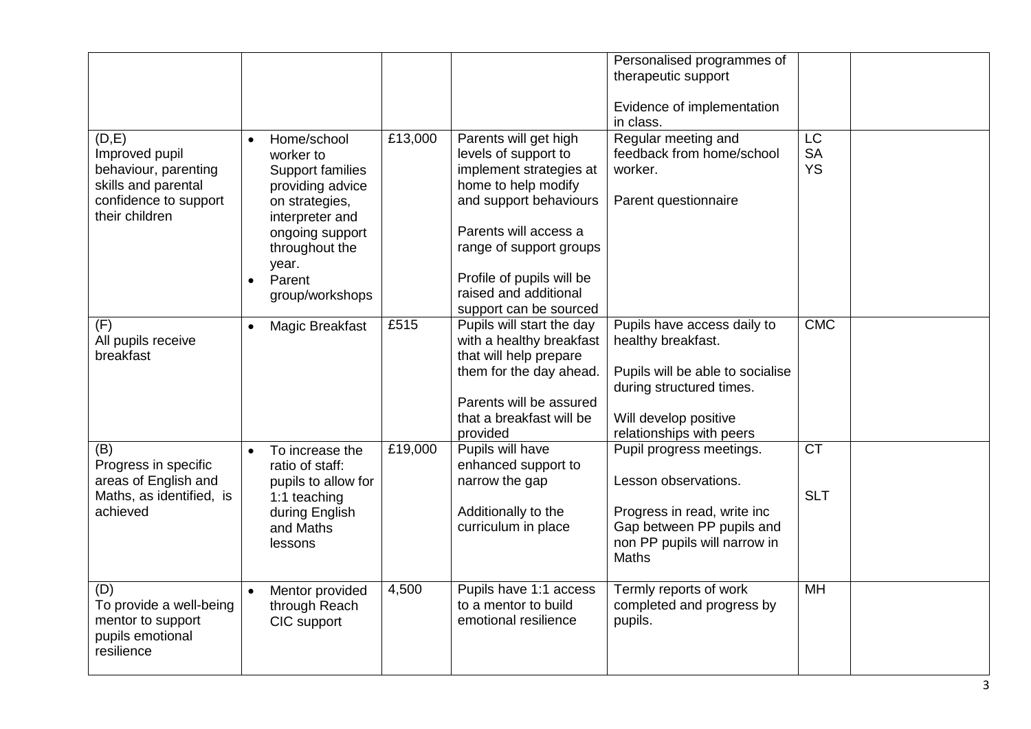| | | | | | | |
|---|---|---|---|---|---|---|
| | | | | Personalised programmes of therapeutic support<br><br>Evidence of implementation in class. | | |
| (D,E)<br>Improved pupil behaviour, parenting skills and parental confidence to support their children | • Home/school worker to Support families providing advice on strategies, interpreter and ongoing support throughout the year.<br>• Parent group/workshops | £13,000 | Parents will get high levels of support to implement strategies at home to help modify and support behaviours<br><br>Parents will access a range of support groups<br><br>Profile of pupils will be raised and additional support can be sourced | Regular meeting and feedback from home/school worker.<br><br>Parent questionnaire | LC<br>SA<br>YS | |
| (F)<br>All pupils receive breakfast | • Magic Breakfast | £515 | Pupils will start the day with a healthy breakfast that will help prepare them for the day ahead.<br><br>Parents will be assured that a breakfast will be provided | Pupils have access daily to healthy breakfast.<br><br>Pupils will be able to socialise during structured times.<br><br>Will develop positive relationships with peers | CMC | |
| (B)<br>Progress in specific areas of English and Maths, as identified, is achieved | • To increase the ratio of staff: pupils to allow for 1:1 teaching during English and Maths lessons | £19,000 | Pupils will have enhanced support to narrow the gap<br><br>Additionally to the curriculum in place | Pupil progress meetings.<br><br>Lesson observations.<br><br>Progress in read, write inc Gap between PP pupils and non PP pupils will narrow in Maths | CT<br><br>SLT | |
| (D)<br>To provide a well-being mentor to support pupils emotional resilience | • Mentor provided through Reach CIC support | 4,500 | Pupils have 1:1 access to a mentor to build emotional resilience | Termly reports of work completed and progress by pupils. | MH | |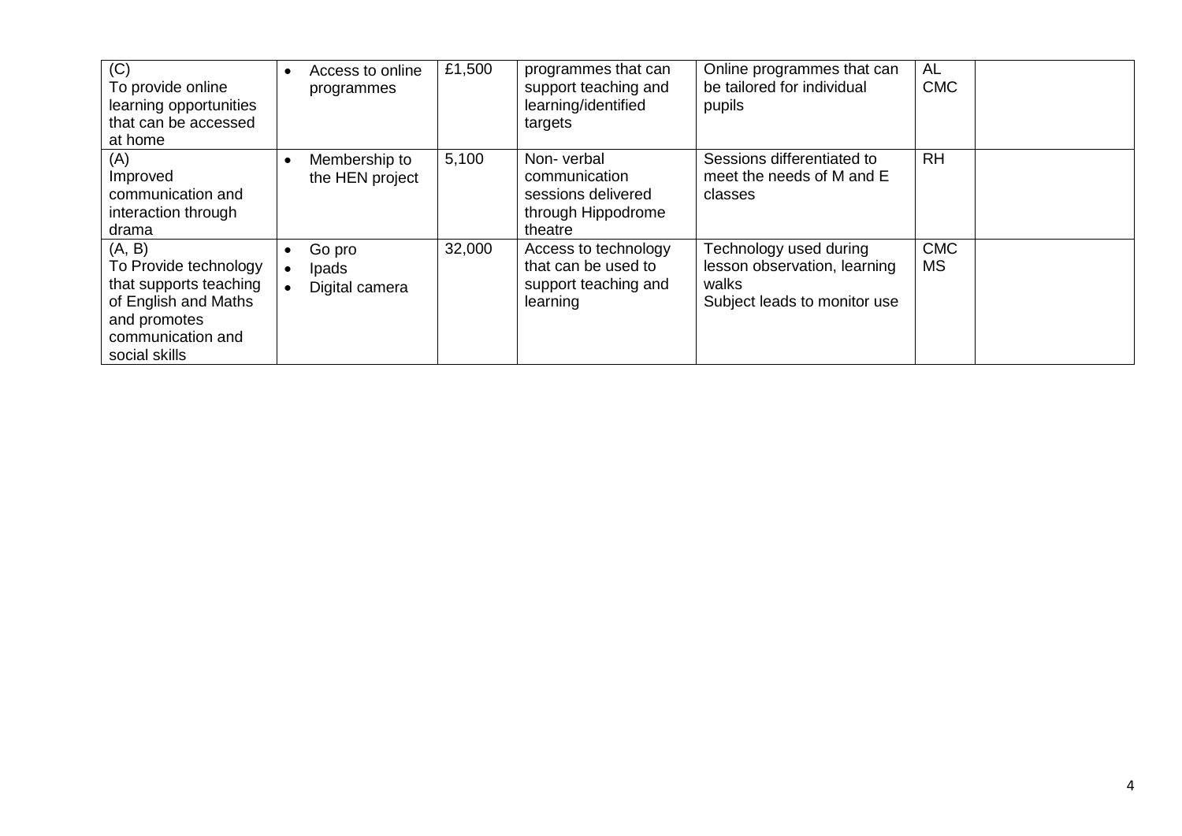| | | | | | | |
|---|---|---|---|---|---|---|
| (C)<br>To provide online learning opportunities that can be accessed at home | • Access to online programmes | £1,500 | programmes that can support teaching and learning/identified targets | Online programmes that can be tailored for individual pupils | AL<br>CMC | |
| (A)<br>Improved communication and interaction through drama | • Membership to the HEN project | 5,100 | Non- verbal communication sessions delivered through Hippodrome theatre | Sessions differentiated to meet the needs of M and E classes | RH | |
| (A, B)<br>To Provide technology that supports teaching of English and Maths and promotes communication and social skills | • Go pro<br>• Ipads<br>• Digital camera | 32,000 | Access to technology that can be used to support teaching and learning | Technology used during lesson observation, learning walks<br>Subject leads to monitor use | CMC<br>MS | |